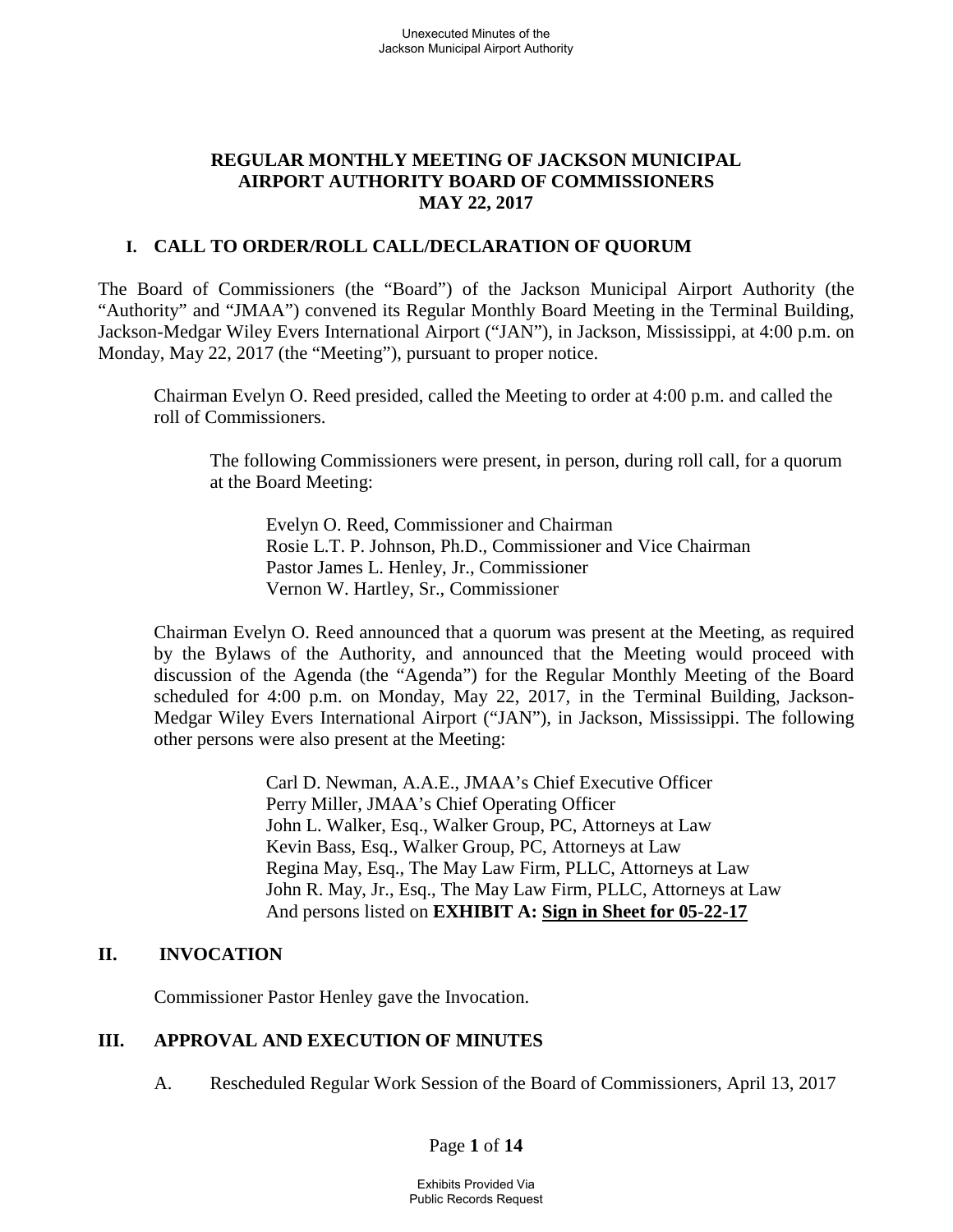# REGULAR MONTHLY MEETING OF JACKSON MUNICIPAL AIRPORT AUTHORITY BOARD OF COMMISSIONERS MAY 22, 2017

## I. CALL TO ORDER/ROLL CALL/DECLARATION OF QUORUM

The Board of Commissioners (the "Board") of the Jackson Municipal Airport Authority (the "Authority" and "JMAA") convened its Regular Monthly Board Meeting in the Terminal Building, Jackson-Medgar Wiley Evers International Airport ("JAN"), in Jackson, Mississippi, at 4:00 p.m. on Monday, May 22, 2017 (the "Meeting"), pursuant to proper notice.

Chairman Evelyn O. Reed presided, called the Meeting to order at 4:00 p.m. and called the roll of Commissioners.

The following Commissioners were present, in person, during roll call, for a quorum at the Board Meeting:

Evelyn O. Reed, Commissioner and Chairman
Rosie L.T. P. Johnson, Ph.D., Commissioner and Vice Chairman
Pastor James L. Henley, Jr., Commissioner
Vernon W. Hartley, Sr., Commissioner

Chairman Evelyn O. Reed announced that a quorum was present at the Meeting, as required by the Bylaws of the Authority, and announced that the Meeting would proceed with discussion of the Agenda (the "Agenda") for the Regular Monthly Meeting of the Board scheduled for 4:00 p.m. on Monday, May 22, 2017, in the Terminal Building, Jackson-Medgar Wiley Evers International Airport ("JAN"), in Jackson, Mississippi. The following other persons were also present at the Meeting:

Carl D. Newman, A.A.E., JMAA's Chief Executive Officer
Perry Miller, JMAA's Chief Operating Officer
John L. Walker, Esq., Walker Group, PC, Attorneys at Law
Kevin Bass, Esq., Walker Group, PC, Attorneys at Law
Regina May, Esq., The May Law Firm, PLLC, Attorneys at Law
John R. May, Jr., Esq., The May Law Firm, PLLC, Attorneys at Law
And persons listed on **EXHIBIT A: Sign in Sheet for 05-22-17**

## II. INVOCATION

Commissioner Pastor Henley gave the Invocation.

## III. APPROVAL AND EXECUTION OF MINUTES

A. Rescheduled Regular Work Session of the Board of Commissioners, April 13, 2017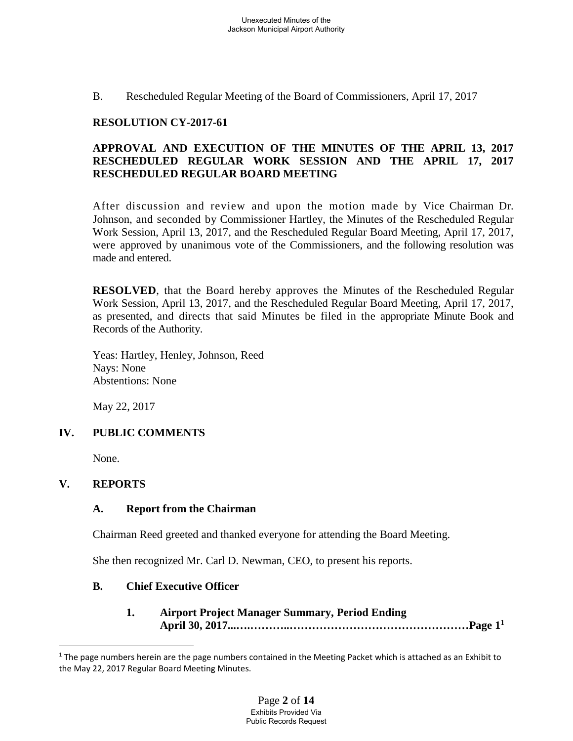B. Rescheduled Regular Meeting of the Board of Commissioners, April 17, 2017

**RESOLUTION CY-2017-61**

**APPROVAL AND EXECUTION OF THE MINUTES OF THE APRIL 13, 2017 RESCHEDULED REGULAR WORK SESSION AND THE APRIL 17, 2017 RESCHEDULED REGULAR BOARD MEETING**

After discussion and review and upon the motion made by Vice Chairman Dr. Johnson, and seconded by Commissioner Hartley, the Minutes of the Rescheduled Regular Work Session, April 13, 2017, and the Rescheduled Regular Board Meeting, April 17, 2017, were approved by unanimous vote of the Commissioners, and the following resolution was made and entered.

**RESOLVED**, that the Board hereby approves the Minutes of the Rescheduled Regular Work Session, April 13, 2017, and the Rescheduled Regular Board Meeting, April 17, 2017, as presented, and directs that said Minutes be filed in the appropriate Minute Book and Records of the Authority.

Yeas: Hartley, Henley, Johnson, Reed
Nays: None
Abstentions: None

May 22, 2017

## IV. PUBLIC COMMENTS

None.

## V. REPORTS

### A. Report from the Chairman

Chairman Reed greeted and thanked everyone for attending the Board Meeting.

She then recognized Mr. Carl D. Newman, CEO, to present his reports.

### B. Chief Executive Officer

**1. Airport Project Manager Summary, Period Ending April 30, 2017...…………..…………………………………………Page 1[1]**

---

[1] The page numbers herein are the page numbers contained in the Meeting Packet which is attached as an Exhibit to the May 22, 2017 Regular Board Meeting Minutes.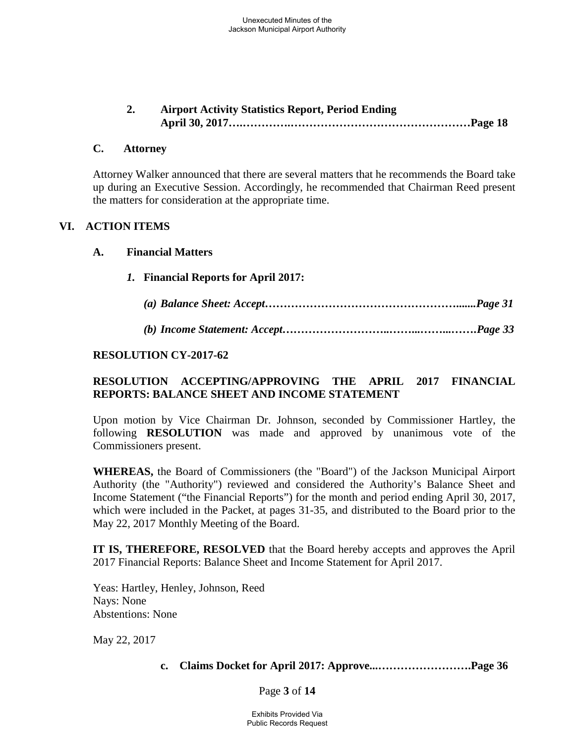2. **Airport Activity Statistics Report, Period Ending April 30, 2017…….……….……………………………………….Page 18**

### C. Attorney

Attorney Walker announced that there are several matters that he recommends the Board take up during an Executive Session. Accordingly, he recommended that Chairman Reed present the matters for consideration at the appropriate time.

## VI. ACTION ITEMS

### A. Financial Matters

***1.*** **Financial Reports for April 2017:**

***(a) Balance Sheet: Accept……………………………………………........Page 31***

***(b) Income Statement: Accept……………………..……...……...…….Page 33***

**RESOLUTION CY-2017-62**

**RESOLUTION ACCEPTING/APPROVING THE APRIL 2017 FINANCIAL REPORTS: BALANCE SHEET AND INCOME STATEMENT**

Upon motion by Vice Chairman Dr. Johnson, seconded by Commissioner Hartley, the following **RESOLUTION** was made and approved by unanimous vote of the Commissioners present.

**WHEREAS,** the Board of Commissioners (the "Board") of the Jackson Municipal Airport Authority (the "Authority") reviewed and considered the Authority's Balance Sheet and Income Statement ("the Financial Reports") for the month and period ending April 30, 2017, which were included in the Packet, at pages 31-35, and distributed to the Board prior to the May 22, 2017 Monthly Meeting of the Board.

**IT IS, THEREFORE, RESOLVED** that the Board hereby accepts and approves the April 2017 Financial Reports: Balance Sheet and Income Statement for April 2017.

Yeas: Hartley, Henley, Johnson, Reed
Nays: None
Abstentions: None

May 22, 2017

**c. Claims Docket for April 2017: Approve...…………………….Page 36**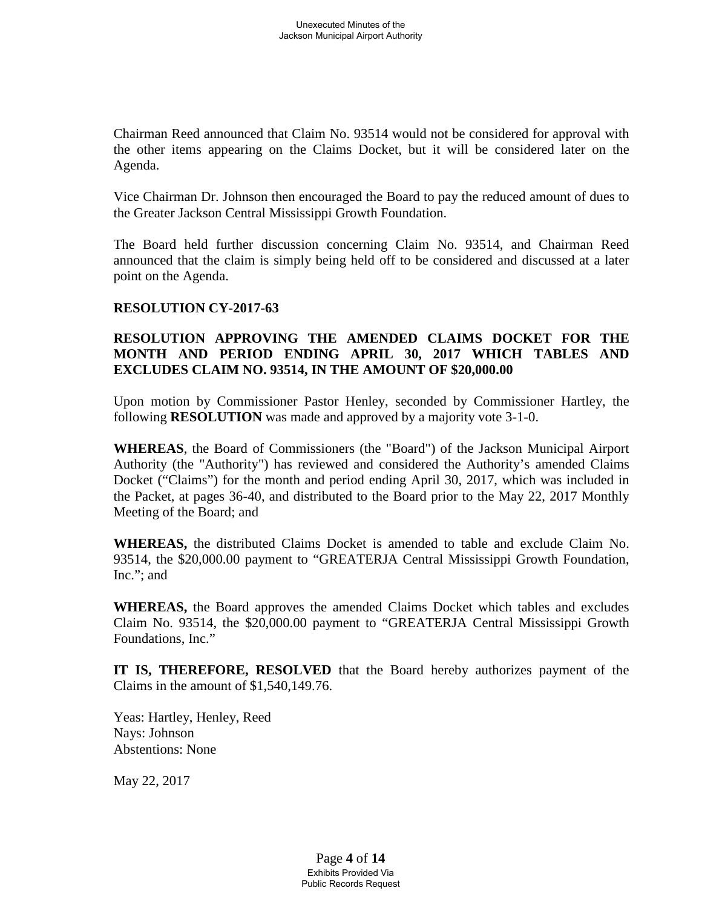Chairman Reed announced that Claim No. 93514 would not be considered for approval with the other items appearing on the Claims Docket, but it will be considered later on the Agenda.

Vice Chairman Dr. Johnson then encouraged the Board to pay the reduced amount of dues to the Greater Jackson Central Mississippi Growth Foundation.

The Board held further discussion concerning Claim No. 93514, and Chairman Reed announced that the claim is simply being held off to be considered and discussed at a later point on the Agenda.

**RESOLUTION CY-2017-63**

**RESOLUTION APPROVING THE AMENDED CLAIMS DOCKET FOR THE MONTH AND PERIOD ENDING APRIL 30, 2017 WHICH TABLES AND EXCLUDES CLAIM NO. 93514, IN THE AMOUNT OF $20,000.00**

Upon motion by Commissioner Pastor Henley, seconded by Commissioner Hartley, the following **RESOLUTION** was made and approved by a majority vote 3-1-0.

**WHEREAS**, the Board of Commissioners (the "Board") of the Jackson Municipal Airport Authority (the "Authority") has reviewed and considered the Authority's amended Claims Docket ("Claims") for the month and period ending April 30, 2017, which was included in the Packet, at pages 36-40, and distributed to the Board prior to the May 22, 2017 Monthly Meeting of the Board; and

**WHEREAS,** the distributed Claims Docket is amended to table and exclude Claim No. 93514, the $20,000.00 payment to "GREATERJA Central Mississippi Growth Foundation, Inc."; and

**WHEREAS,** the Board approves the amended Claims Docket which tables and excludes Claim No. 93514, the $20,000.00 payment to "GREATERJA Central Mississippi Growth Foundations, Inc."

**IT IS, THEREFORE, RESOLVED** that the Board hereby authorizes payment of the Claims in the amount of $1,540,149.76.

Yeas: Hartley, Henley, Reed
Nays: Johnson
Abstentions: None

May 22, 2017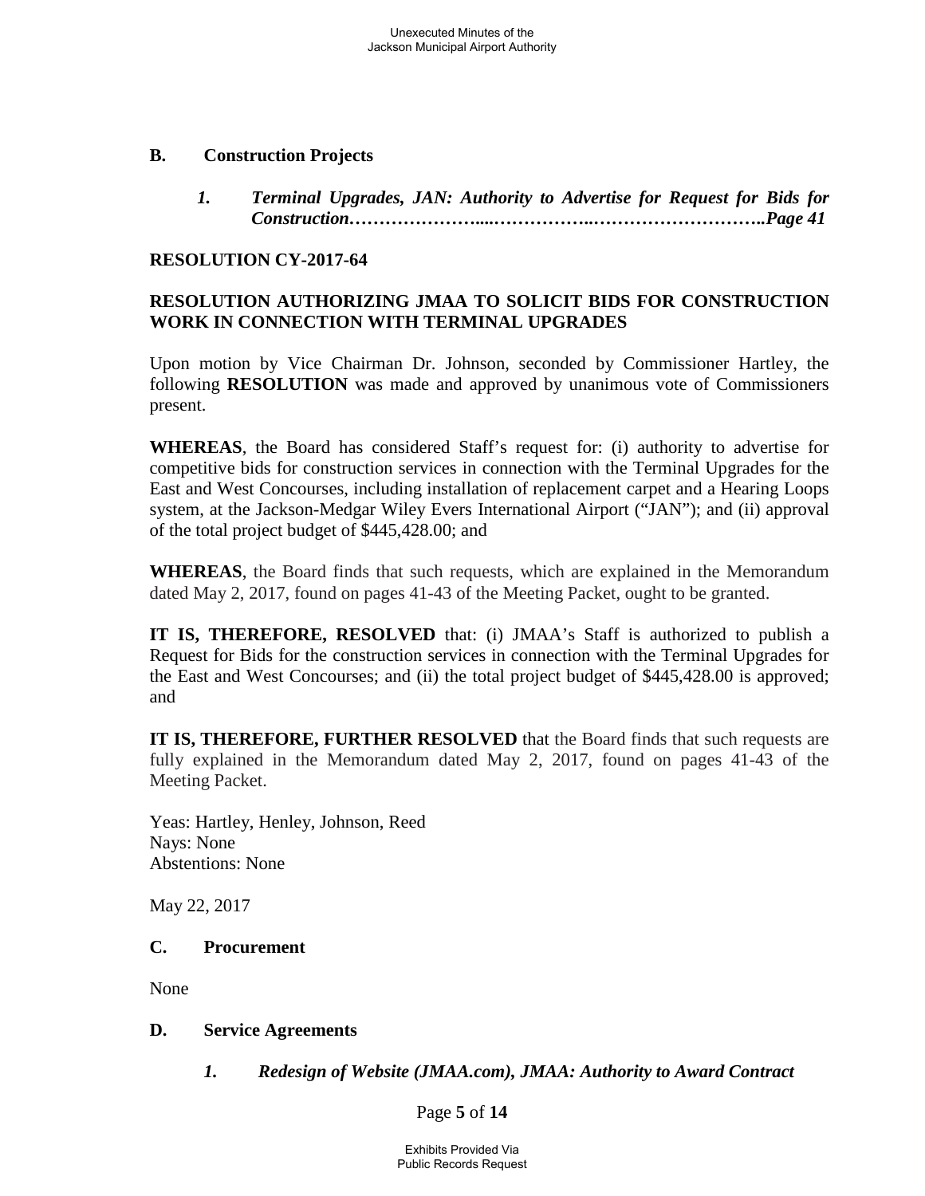**B. Construction Projects**

*1. Terminal Upgrades, JAN: Authority to Advertise for Request for Bids for Construction…………………...……………..………………………..Page 41*

**RESOLUTION CY-2017-64**

**RESOLUTION AUTHORIZING JMAA TO SOLICIT BIDS FOR CONSTRUCTION WORK IN CONNECTION WITH TERMINAL UPGRADES**

Upon motion by Vice Chairman Dr. Johnson, seconded by Commissioner Hartley, the following **RESOLUTION** was made and approved by unanimous vote of Commissioners present.

**WHEREAS**, the Board has considered Staff's request for: (i) authority to advertise for competitive bids for construction services in connection with the Terminal Upgrades for the East and West Concourses, including installation of replacement carpet and a Hearing Loops system, at the Jackson-Medgar Wiley Evers International Airport ("JAN"); and (ii) approval of the total project budget of $445,428.00; and

**WHEREAS**, the Board finds that such requests, which are explained in the Memorandum dated May 2, 2017, found on pages 41-43 of the Meeting Packet, ought to be granted.

**IT IS, THEREFORE, RESOLVED** that: (i) JMAA's Staff is authorized to publish a Request for Bids for the construction services in connection with the Terminal Upgrades for the East and West Concourses; and (ii) the total project budget of $445,428.00 is approved; and

**IT IS, THEREFORE, FURTHER RESOLVED** that the Board finds that such requests are fully explained in the Memorandum dated May 2, 2017, found on pages 41-43 of the Meeting Packet.

Yeas: Hartley, Henley, Johnson, Reed
Nays: None
Abstentions: None

May 22, 2017

**C. Procurement**

None

**D. Service Agreements**

*1. Redesign of Website (JMAA.com), JMAA: Authority to Award Contract*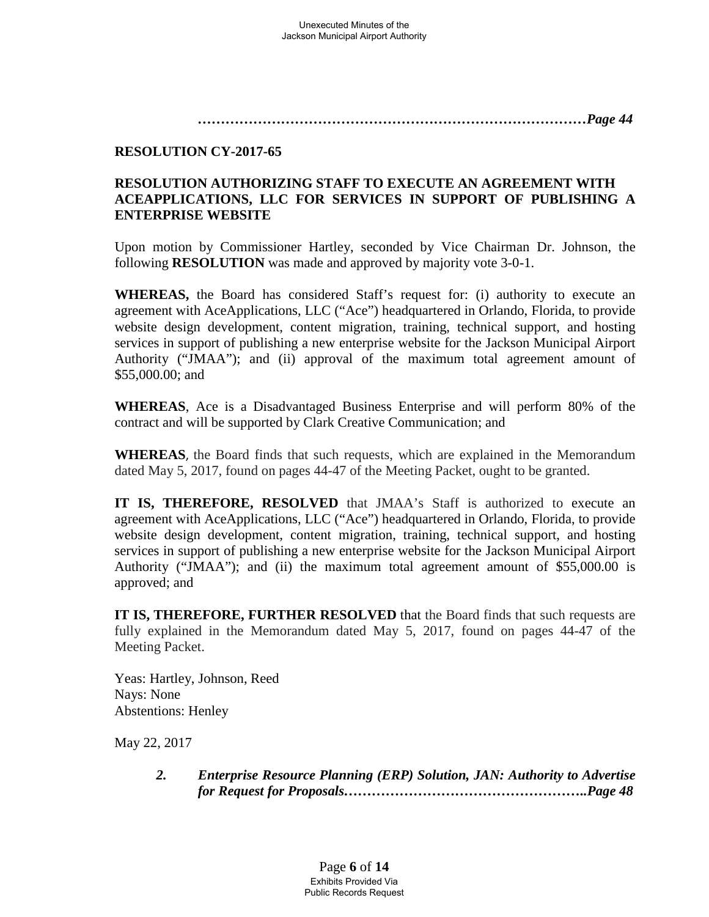***………………………………………………………………………Page 44***

**RESOLUTION CY-2017-65**

**RESOLUTION AUTHORIZING STAFF TO EXECUTE AN AGREEMENT WITH ACEAPPLICATIONS, LLC FOR SERVICES IN SUPPORT OF PUBLISHING A ENTERPRISE WEBSITE**

Upon motion by Commissioner Hartley, seconded by Vice Chairman Dr. Johnson, the following **RESOLUTION** was made and approved by majority vote 3-0-1.

**WHEREAS,** the Board has considered Staff's request for: (i) authority to execute an agreement with AceApplications, LLC ("Ace") headquartered in Orlando, Florida, to provide website design development, content migration, training, technical support, and hosting services in support of publishing a new enterprise website for the Jackson Municipal Airport Authority ("JMAA"); and (ii) approval of the maximum total agreement amount of $55,000.00; and

**WHEREAS**, Ace is a Disadvantaged Business Enterprise and will perform 80% of the contract and will be supported by Clark Creative Communication; and

**WHEREAS**, the Board finds that such requests, which are explained in the Memorandum dated May 5, 2017, found on pages 44-47 of the Meeting Packet, ought to be granted.

**IT IS, THEREFORE, RESOLVED** that JMAA's Staff is authorized to execute an agreement with AceApplications, LLC ("Ace") headquartered in Orlando, Florida, to provide website design development, content migration, training, technical support, and hosting services in support of publishing a new enterprise website for the Jackson Municipal Airport Authority ("JMAA"); and (ii) the maximum total agreement amount of $55,000.00 is approved; and

**IT IS, THEREFORE, FURTHER RESOLVED** that the Board finds that such requests are fully explained in the Memorandum dated May 5, 2017, found on pages 44-47 of the Meeting Packet.

Yeas: Hartley, Johnson, Reed
Nays: None
Abstentions: Henley

May 22, 2017

***2. Enterprise Resource Planning (ERP) Solution, JAN: Authority to Advertise for Request for Proposals……………………………………………..Page 48***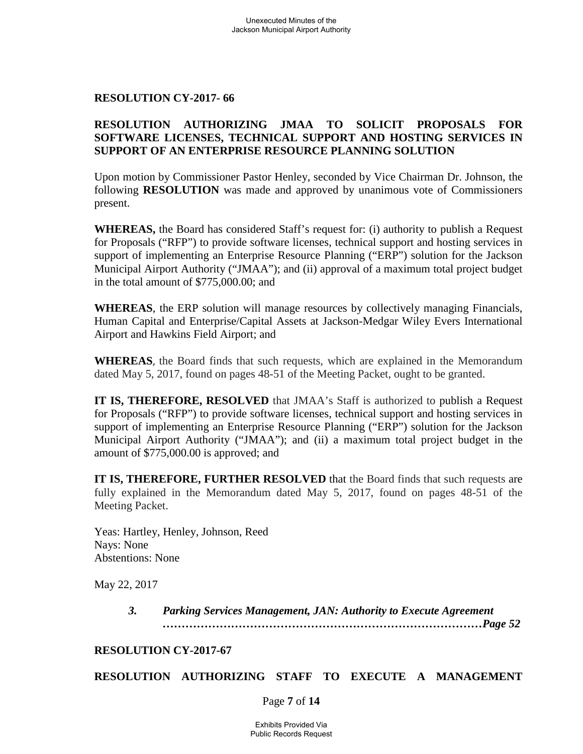**RESOLUTION CY-2017- 66**

**RESOLUTION AUTHORIZING JMAA TO SOLICIT PROPOSALS FOR SOFTWARE LICENSES, TECHNICAL SUPPORT AND HOSTING SERVICES IN SUPPORT OF AN ENTERPRISE RESOURCE PLANNING SOLUTION**

Upon motion by Commissioner Pastor Henley, seconded by Vice Chairman Dr. Johnson, the following **RESOLUTION** was made and approved by unanimous vote of Commissioners present.

**WHEREAS,** the Board has considered Staff's request for: (i) authority to publish a Request for Proposals ("RFP") to provide software licenses, technical support and hosting services in support of implementing an Enterprise Resource Planning ("ERP") solution for the Jackson Municipal Airport Authority ("JMAA"); and (ii) approval of a maximum total project budget in the total amount of $775,000.00; and

**WHEREAS**, the ERP solution will manage resources by collectively managing Financials, Human Capital and Enterprise/Capital Assets at Jackson-Medgar Wiley Evers International Airport and Hawkins Field Airport; and

**WHEREAS**, the Board finds that such requests, which are explained in the Memorandum dated May 5, 2017, found on pages 48-51 of the Meeting Packet, ought to be granted.

**IT IS, THEREFORE, RESOLVED** that JMAA's Staff is authorized to publish a Request for Proposals ("RFP") to provide software licenses, technical support and hosting services in support of implementing an Enterprise Resource Planning ("ERP") solution for the Jackson Municipal Airport Authority ("JMAA"); and (ii) a maximum total project budget in the amount of $775,000.00 is approved; and

**IT IS, THEREFORE, FURTHER RESOLVED** that the Board finds that such requests are fully explained in the Memorandum dated May 5, 2017, found on pages 48-51 of the Meeting Packet.

Yeas: Hartley, Henley, Johnson, Reed
Nays: None
Abstentions: None

May 22, 2017

> ***3. Parking Services Management, JAN: Authority to Execute Agreement ………………………………………………………………………Page 52***

**RESOLUTION CY-2017-67**

**RESOLUTION AUTHORIZING STAFF TO EXECUTE A MANAGEMENT**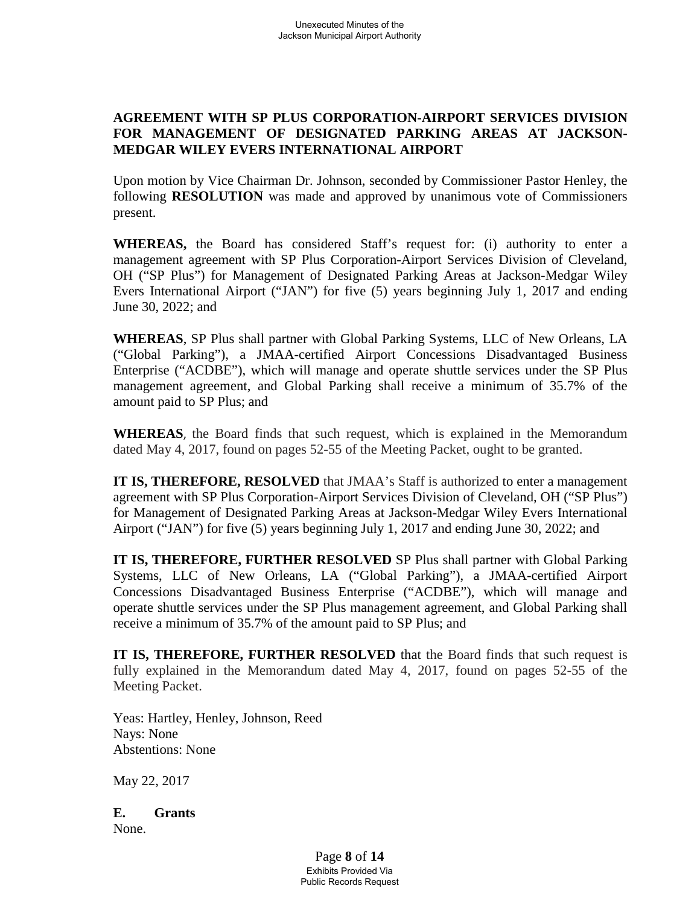**AGREEMENT WITH SP PLUS CORPORATION-AIRPORT SERVICES DIVISION FOR MANAGEMENT OF DESIGNATED PARKING AREAS AT JACKSON-MEDGAR WILEY EVERS INTERNATIONAL AIRPORT**

Upon motion by Vice Chairman Dr. Johnson, seconded by Commissioner Pastor Henley, the following **RESOLUTION** was made and approved by unanimous vote of Commissioners present.

**WHEREAS,** the Board has considered Staff's request for: (i) authority to enter a management agreement with SP Plus Corporation-Airport Services Division of Cleveland, OH ("SP Plus") for Management of Designated Parking Areas at Jackson-Medgar Wiley Evers International Airport ("JAN") for five (5) years beginning July 1, 2017 and ending June 30, 2022; and

**WHEREAS**, SP Plus shall partner with Global Parking Systems, LLC of New Orleans, LA ("Global Parking"), a JMAA-certified Airport Concessions Disadvantaged Business Enterprise ("ACDBE"), which will manage and operate shuttle services under the SP Plus management agreement, and Global Parking shall receive a minimum of 35.7% of the amount paid to SP Plus; and

**WHEREAS**, the Board finds that such request, which is explained in the Memorandum dated May 4, 2017, found on pages 52-55 of the Meeting Packet, ought to be granted.

**IT IS, THEREFORE, RESOLVED** that JMAA's Staff is authorized to enter a management agreement with SP Plus Corporation-Airport Services Division of Cleveland, OH ("SP Plus") for Management of Designated Parking Areas at Jackson-Medgar Wiley Evers International Airport ("JAN") for five (5) years beginning July 1, 2017 and ending June 30, 2022; and

**IT IS, THEREFORE, FURTHER RESOLVED** SP Plus shall partner with Global Parking Systems, LLC of New Orleans, LA ("Global Parking"), a JMAA-certified Airport Concessions Disadvantaged Business Enterprise ("ACDBE"), which will manage and operate shuttle services under the SP Plus management agreement, and Global Parking shall receive a minimum of 35.7% of the amount paid to SP Plus; and

**IT IS, THEREFORE, FURTHER RESOLVED** that the Board finds that such request is fully explained in the Memorandum dated May 4, 2017, found on pages 52-55 of the Meeting Packet.

Yeas: Hartley, Henley, Johnson, Reed
Nays: None
Abstentions: None

May 22, 2017

**E. Grants**
None.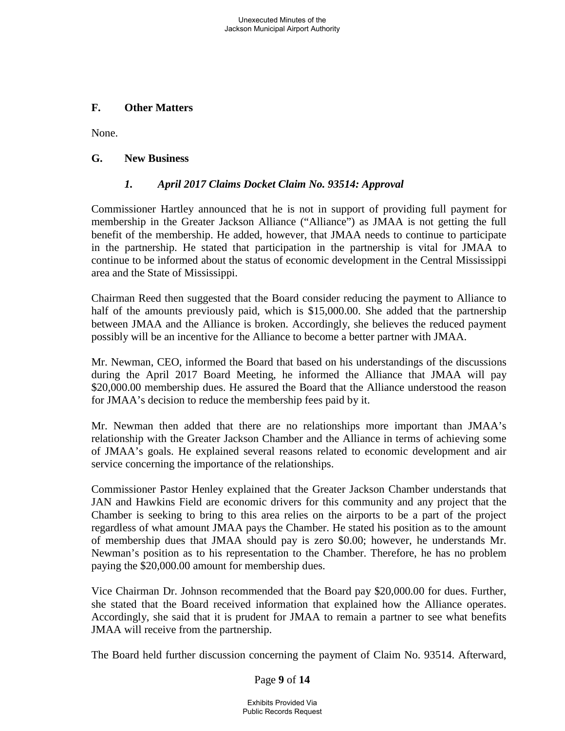## F. Other Matters

None.

## G. New Business

### *1. April 2017 Claims Docket Claim No. 93514: Approval*

Commissioner Hartley announced that he is not in support of providing full payment for membership in the Greater Jackson Alliance ("Alliance") as JMAA is not getting the full benefit of the membership. He added, however, that JMAA needs to continue to participate in the partnership. He stated that participation in the partnership is vital for JMAA to continue to be informed about the status of economic development in the Central Mississippi area and the State of Mississippi.

Chairman Reed then suggested that the Board consider reducing the payment to Alliance to half of the amounts previously paid, which is $15,000.00. She added that the partnership between JMAA and the Alliance is broken. Accordingly, she believes the reduced payment possibly will be an incentive for the Alliance to become a better partner with JMAA.

Mr. Newman, CEO, informed the Board that based on his understandings of the discussions during the April 2017 Board Meeting, he informed the Alliance that JMAA will pay $20,000.00 membership dues. He assured the Board that the Alliance understood the reason for JMAA's decision to reduce the membership fees paid by it.

Mr. Newman then added that there are no relationships more important than JMAA's relationship with the Greater Jackson Chamber and the Alliance in terms of achieving some of JMAA's goals. He explained several reasons related to economic development and air service concerning the importance of the relationships.

Commissioner Pastor Henley explained that the Greater Jackson Chamber understands that JAN and Hawkins Field are economic drivers for this community and any project that the Chamber is seeking to bring to this area relies on the airports to be a part of the project regardless of what amount JMAA pays the Chamber. He stated his position as to the amount of membership dues that JMAA should pay is zero $0.00; however, he understands Mr. Newman's position as to his representation to the Chamber. Therefore, he has no problem paying the $20,000.00 amount for membership dues.

Vice Chairman Dr. Johnson recommended that the Board pay $20,000.00 for dues. Further, she stated that the Board received information that explained how the Alliance operates. Accordingly, she said that it is prudent for JMAA to remain a partner to see what benefits JMAA will receive from the partnership.

The Board held further discussion concerning the payment of Claim No. 93514. Afterward,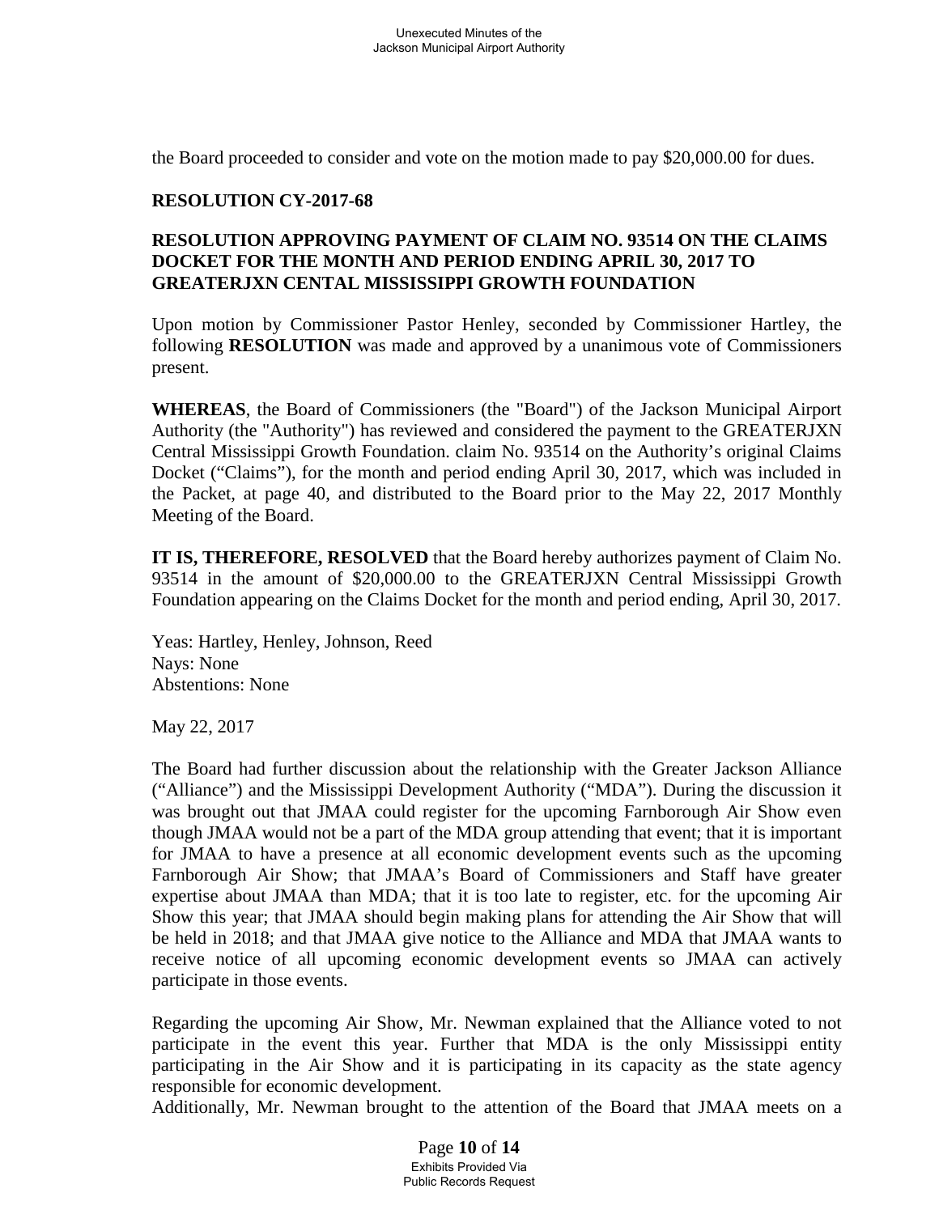the Board proceeded to consider and vote on the motion made to pay $20,000.00 for dues.

**RESOLUTION CY-2017-68**

**RESOLUTION APPROVING PAYMENT OF CLAIM NO. 93514 ON THE CLAIMS DOCKET FOR THE MONTH AND PERIOD ENDING APRIL 30, 2017 TO GREATERJXN CENTAL MISSISSIPPI GROWTH FOUNDATION**

Upon motion by Commissioner Pastor Henley, seconded by Commissioner Hartley, the following **RESOLUTION** was made and approved by a unanimous vote of Commissioners present.

**WHEREAS**, the Board of Commissioners (the "Board") of the Jackson Municipal Airport Authority (the "Authority") has reviewed and considered the payment to the GREATERJXN Central Mississippi Growth Foundation. claim No. 93514 on the Authority's original Claims Docket ("Claims"), for the month and period ending April 30, 2017, which was included in the Packet, at page 40, and distributed to the Board prior to the May 22, 2017 Monthly Meeting of the Board.

**IT IS, THEREFORE, RESOLVED** that the Board hereby authorizes payment of Claim No. 93514 in the amount of $20,000.00 to the GREATERJXN Central Mississippi Growth Foundation appearing on the Claims Docket for the month and period ending, April 30, 2017.

Yeas: Hartley, Henley, Johnson, Reed
Nays: None
Abstentions: None

May 22, 2017

The Board had further discussion about the relationship with the Greater Jackson Alliance ("Alliance") and the Mississippi Development Authority ("MDA"). During the discussion it was brought out that JMAA could register for the upcoming Farnborough Air Show even though JMAA would not be a part of the MDA group attending that event; that it is important for JMAA to have a presence at all economic development events such as the upcoming Farnborough Air Show; that JMAA's Board of Commissioners and Staff have greater expertise about JMAA than MDA; that it is too late to register, etc. for the upcoming Air Show this year; that JMAA should begin making plans for attending the Air Show that will be held in 2018; and that JMAA give notice to the Alliance and MDA that JMAA wants to receive notice of all upcoming economic development events so JMAA can actively participate in those events.

Regarding the upcoming Air Show, Mr. Newman explained that the Alliance voted to not participate in the event this year. Further that MDA is the only Mississippi entity participating in the Air Show and it is participating in its capacity as the state agency responsible for economic development.

Additionally, Mr. Newman brought to the attention of the Board that JMAA meets on a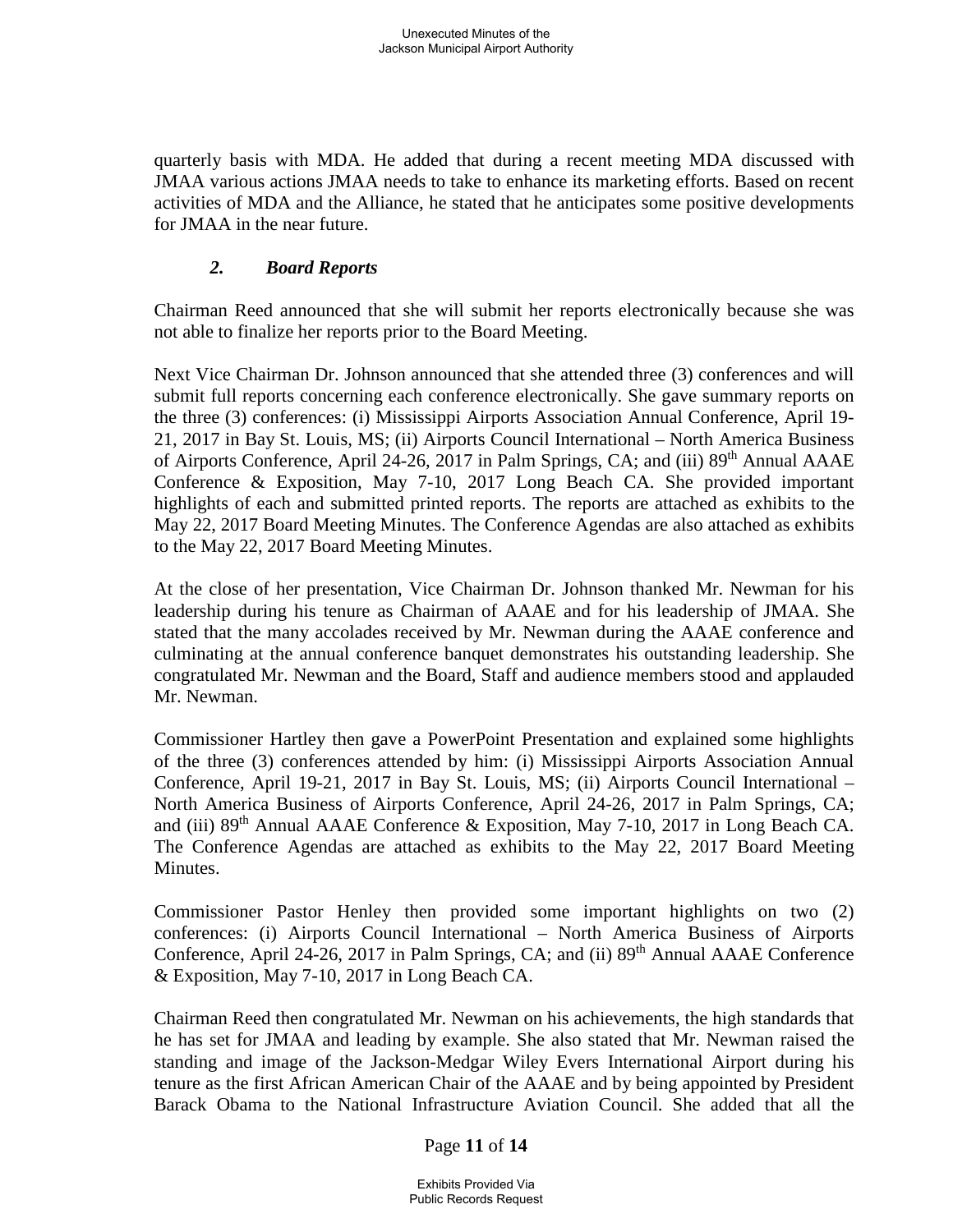quarterly basis with MDA. He added that during a recent meeting MDA discussed with JMAA various actions JMAA needs to take to enhance its marketing efforts. Based on recent activities of MDA and the Alliance, he stated that he anticipates some positive developments for JMAA in the near future.

### *2. Board Reports*

Chairman Reed announced that she will submit her reports electronically because she was not able to finalize her reports prior to the Board Meeting.

Next Vice Chairman Dr. Johnson announced that she attended three (3) conferences and will submit full reports concerning each conference electronically. She gave summary reports on the three (3) conferences: (i) Mississippi Airports Association Annual Conference, April 19-21, 2017 in Bay St. Louis, MS; (ii) Airports Council International – North America Business of Airports Conference, April 24-26, 2017 in Palm Springs, CA; and (iii) 89th Annual AAAE Conference & Exposition, May 7-10, 2017 Long Beach CA. She provided important highlights of each and submitted printed reports. The reports are attached as exhibits to the May 22, 2017 Board Meeting Minutes. The Conference Agendas are also attached as exhibits to the May 22, 2017 Board Meeting Minutes.

At the close of her presentation, Vice Chairman Dr. Johnson thanked Mr. Newman for his leadership during his tenure as Chairman of AAAE and for his leadership of JMAA. She stated that the many accolades received by Mr. Newman during the AAAE conference and culminating at the annual conference banquet demonstrates his outstanding leadership. She congratulated Mr. Newman and the Board, Staff and audience members stood and applauded Mr. Newman.

Commissioner Hartley then gave a PowerPoint Presentation and explained some highlights of the three (3) conferences attended by him: (i) Mississippi Airports Association Annual Conference, April 19-21, 2017 in Bay St. Louis, MS; (ii) Airports Council International – North America Business of Airports Conference, April 24-26, 2017 in Palm Springs, CA; and (iii) 89th Annual AAAE Conference & Exposition, May 7-10, 2017 in Long Beach CA. The Conference Agendas are attached as exhibits to the May 22, 2017 Board Meeting Minutes.

Commissioner Pastor Henley then provided some important highlights on two (2) conferences: (i) Airports Council International – North America Business of Airports Conference, April 24-26, 2017 in Palm Springs, CA; and (ii) 89th Annual AAAE Conference & Exposition, May 7-10, 2017 in Long Beach CA.

Chairman Reed then congratulated Mr. Newman on his achievements, the high standards that he has set for JMAA and leading by example. She also stated that Mr. Newman raised the standing and image of the Jackson-Medgar Wiley Evers International Airport during his tenure as the first African American Chair of the AAAE and by being appointed by President Barack Obama to the National Infrastructure Aviation Council. She added that all the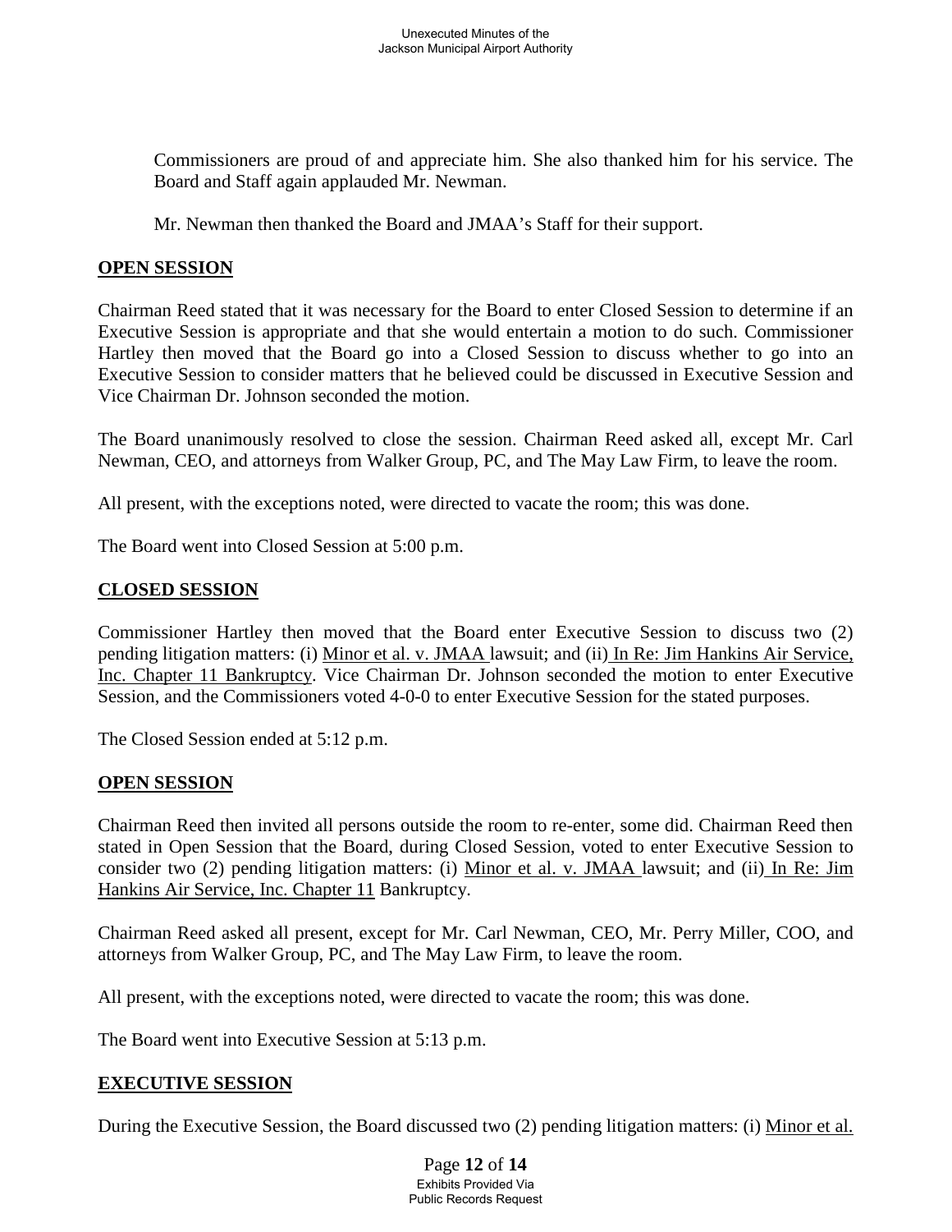Commissioners are proud of and appreciate him. She also thanked him for his service. The Board and Staff again applauded Mr. Newman.

Mr. Newman then thanked the Board and JMAA's Staff for their support.

## OPEN SESSION

Chairman Reed stated that it was necessary for the Board to enter Closed Session to determine if an Executive Session is appropriate and that she would entertain a motion to do such. Commissioner Hartley then moved that the Board go into a Closed Session to discuss whether to go into an Executive Session to consider matters that he believed could be discussed in Executive Session and Vice Chairman Dr. Johnson seconded the motion.

The Board unanimously resolved to close the session. Chairman Reed asked all, except Mr. Carl Newman, CEO, and attorneys from Walker Group, PC, and The May Law Firm, to leave the room.

All present, with the exceptions noted, were directed to vacate the room; this was done.

The Board went into Closed Session at 5:00 p.m.

## CLOSED SESSION

Commissioner Hartley then moved that the Board enter Executive Session to discuss two (2) pending litigation matters: (i) Minor et al. v. JMAA lawsuit; and (ii) In Re: Jim Hankins Air Service, Inc. Chapter 11 Bankruptcy. Vice Chairman Dr. Johnson seconded the motion to enter Executive Session, and the Commissioners voted 4-0-0 to enter Executive Session for the stated purposes.

The Closed Session ended at 5:12 p.m.

## OPEN SESSION

Chairman Reed then invited all persons outside the room to re-enter, some did. Chairman Reed then stated in Open Session that the Board, during Closed Session, voted to enter Executive Session to consider two (2) pending litigation matters: (i) Minor et al. v. JMAA lawsuit; and (ii) In Re: Jim Hankins Air Service, Inc. Chapter 11 Bankruptcy.

Chairman Reed asked all present, except for Mr. Carl Newman, CEO, Mr. Perry Miller, COO, and attorneys from Walker Group, PC, and The May Law Firm, to leave the room.

All present, with the exceptions noted, were directed to vacate the room; this was done.

The Board went into Executive Session at 5:13 p.m.

## EXECUTIVE SESSION

During the Executive Session, the Board discussed two (2) pending litigation matters: (i) Minor et al.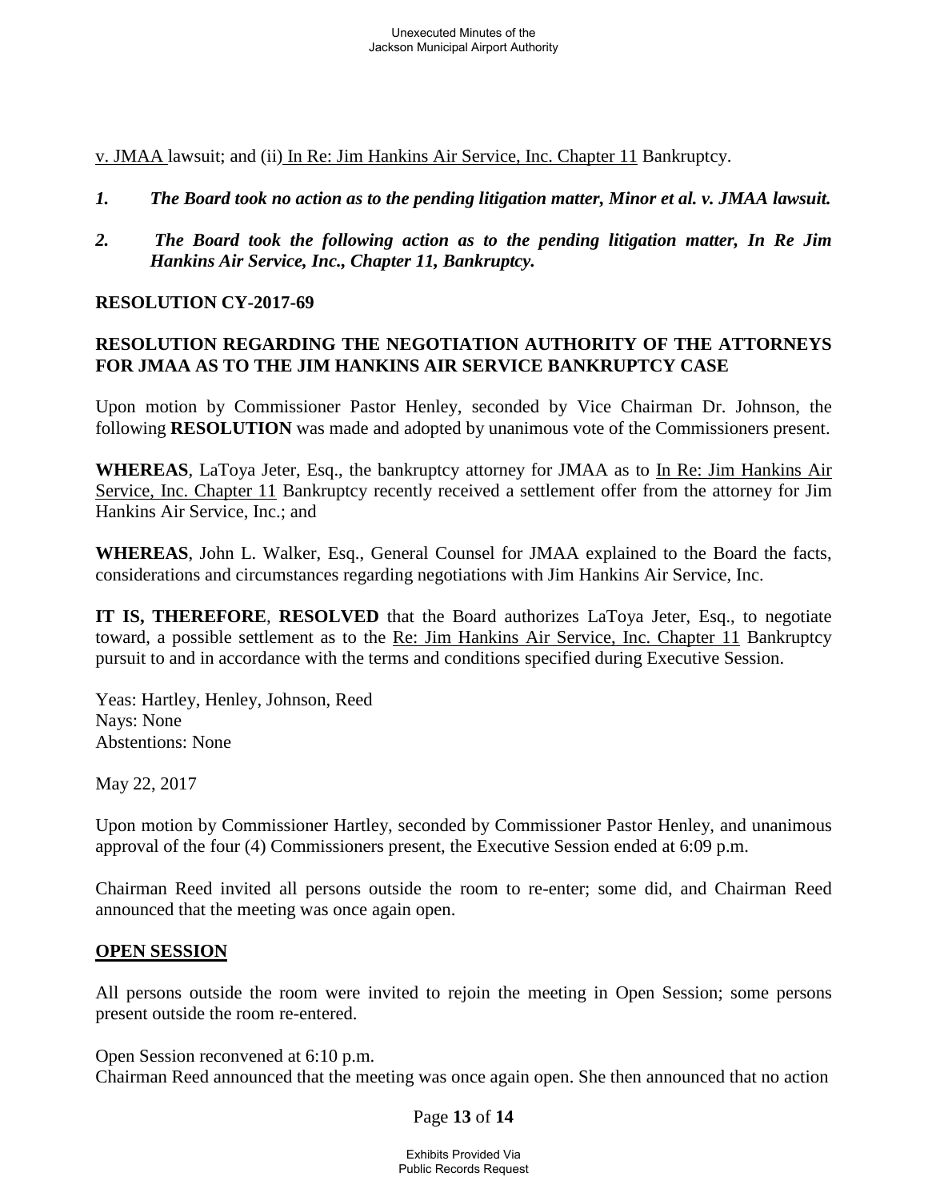v. JMAA lawsuit; and (ii) In Re: Jim Hankins Air Service, Inc. Chapter 11 Bankruptcy.

1. ***The Board took no action as to the pending litigation matter, Minor et al. v. JMAA lawsuit.***

2. ***The Board took the following action as to the pending litigation matter, In Re Jim Hankins Air Service, Inc., Chapter 11, Bankruptcy.***

**RESOLUTION CY-2017-69**

**RESOLUTION REGARDING THE NEGOTIATION AUTHORITY OF THE ATTORNEYS FOR JMAA AS TO THE JIM HANKINS AIR SERVICE BANKRUPTCY CASE**

Upon motion by Commissioner Pastor Henley, seconded by Vice Chairman Dr. Johnson, the following **RESOLUTION** was made and adopted by unanimous vote of the Commissioners present.

**WHEREAS**, LaToya Jeter, Esq., the bankruptcy attorney for JMAA as to In Re: Jim Hankins Air Service, Inc. Chapter 11 Bankruptcy recently received a settlement offer from the attorney for Jim Hankins Air Service, Inc.; and

**WHEREAS**, John L. Walker, Esq., General Counsel for JMAA explained to the Board the facts, considerations and circumstances regarding negotiations with Jim Hankins Air Service, Inc.

**IT IS, THEREFORE**, **RESOLVED** that the Board authorizes LaToya Jeter, Esq., to negotiate toward, a possible settlement as to the Re: Jim Hankins Air Service, Inc. Chapter 11 Bankruptcy pursuit to and in accordance with the terms and conditions specified during Executive Session.

Yeas: Hartley, Henley, Johnson, Reed
Nays: None
Abstentions: None

May 22, 2017

Upon motion by Commissioner Hartley, seconded by Commissioner Pastor Henley, and unanimous approval of the four (4) Commissioners present, the Executive Session ended at 6:09 p.m.

Chairman Reed invited all persons outside the room to re-enter; some did, and Chairman Reed announced that the meeting was once again open.

## OPEN SESSION

All persons outside the room were invited to rejoin the meeting in Open Session; some persons present outside the room re-entered.

Open Session reconvened at 6:10 p.m.
Chairman Reed announced that the meeting was once again open. She then announced that no action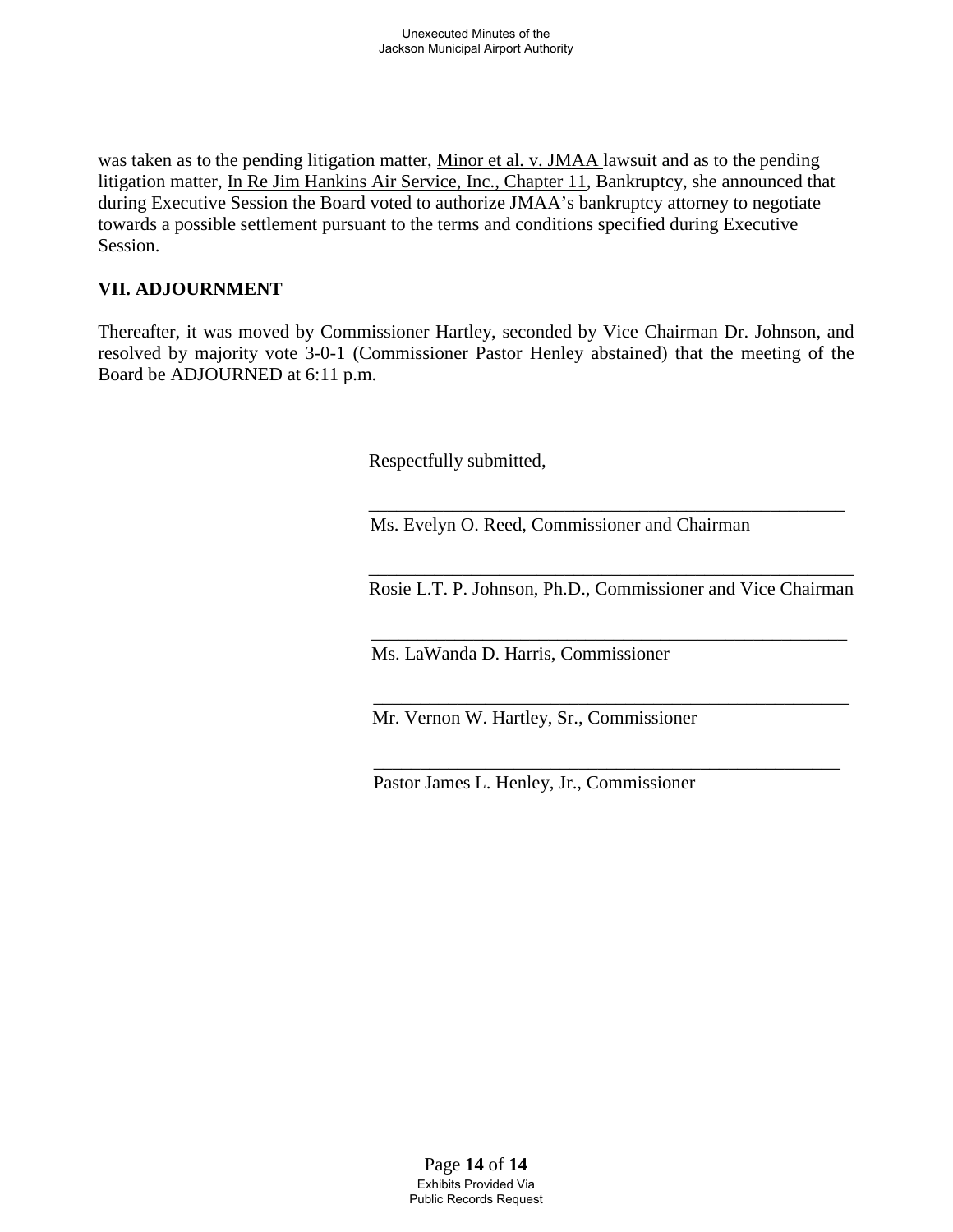was taken as to the pending litigation matter, Minor et al. v. JMAA lawsuit and as to the pending litigation matter, In Re Jim Hankins Air Service, Inc., Chapter 11, Bankruptcy, she announced that during Executive Session the Board voted to authorize JMAA's bankruptcy attorney to negotiate towards a possible settlement pursuant to the terms and conditions specified during Executive Session.

## VII. ADJOURNMENT

Thereafter, it was moved by Commissioner Hartley, seconded by Vice Chairman Dr. Johnson, and resolved by majority vote 3-0-1 (Commissioner Pastor Henley abstained) that the meeting of the Board be ADJOURNED at 6:11 p.m.

Respectfully submitted,

\_\_\_\_\_\_\_\_\_\_\_\_\_\_\_\_\_\_\_\_\_\_\_\_\_\_\_\_\_\_\_\_\_\_\_\_\_\_\_\_\_\_\_\_\_\_\_\_\_\_

Ms. Evelyn O. Reed, Commissioner and Chairman

\_\_\_\_\_\_\_\_\_\_\_\_\_\_\_\_\_\_\_\_\_\_\_\_\_\_\_\_\_\_\_\_\_\_\_\_\_\_\_\_\_\_\_\_\_\_\_\_\_\_

Rosie L.T. P. Johnson, Ph.D., Commissioner and Vice Chairman

\_\_\_\_\_\_\_\_\_\_\_\_\_\_\_\_\_\_\_\_\_\_\_\_\_\_\_\_\_\_\_\_\_\_\_\_\_\_\_\_\_\_\_\_\_\_\_\_\_\_

Ms. LaWanda D. Harris, Commissioner

\_\_\_\_\_\_\_\_\_\_\_\_\_\_\_\_\_\_\_\_\_\_\_\_\_\_\_\_\_\_\_\_\_\_\_\_\_\_\_\_\_\_\_\_\_\_\_\_\_\_

Mr. Vernon W. Hartley, Sr., Commissioner

\_\_\_\_\_\_\_\_\_\_\_\_\_\_\_\_\_\_\_\_\_\_\_\_\_\_\_\_\_\_\_\_\_\_\_\_\_\_\_\_\_\_\_\_\_\_\_\_\_\_

Pastor James L. Henley, Jr., Commissioner

Exhibits Provided Via Public Records Request